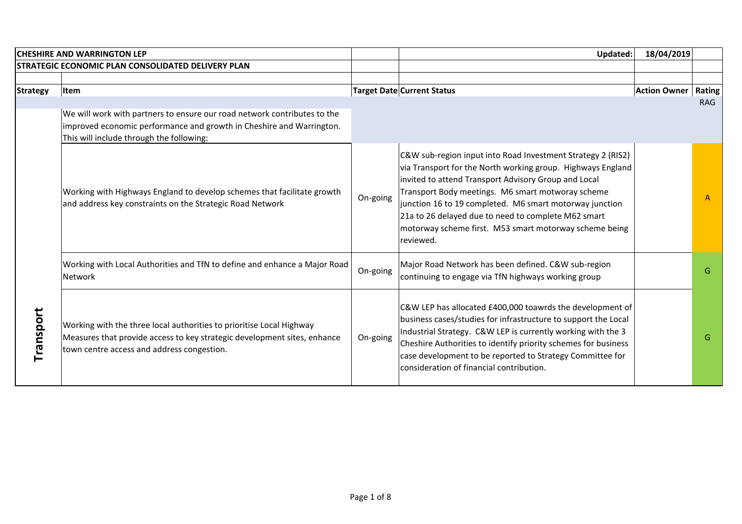**CHESHIRE AND WARRINGTON LEP**

**STRATEGIC ECONOMIC PLAN CONSOLIDATED DELIVERY PLAN**

**Updated:** 18/04/2019

| Strategy | Item | Target Date | Current Status | Action Owner | Rating |
|---|---|---|---|---|---|
| | | | | | RAG |
| Transport | We will work with partners to ensure our road network contributes to the improved economic performance and growth in Cheshire and Warrington. This will include through the following: | | | | |
| | Working with Highways England to develop schemes that facilitate growth and address key constraints on the Strategic Road Network | On-going | C&W sub-region input into Road Investment Strategy 2 (RIS2) via Transport for the North working group. Highways England invited to attend Transport Advisory Group and Local Transport Body meetings. M6 smart motoray scheme junction 16 to 19 completed. M6 smart motorway junction 21a to 26 delayed due to need to complete M62 smart motorway scheme first. M53 smart motorway scheme being reviewed. | | A |
| | Working with Local Authorities and TfN to define and enhance a Major Road Network | On-going | Major Road Network has been defined. C&W sub-region continuing to engage via TfN highways working group | | G |
| | Working with the three local authorities to prioritise Local Highway Measures that provide access to key strategic development sites, enhance town centre access and address congestion. | On-going | C&W LEP has allocated £400,000 toawrds the development of business cases/studies for infrastructure to support the Local Industrial Strategy. C&W LEP is currently working with the 3 Cheshire Authorities to identify priority schemes for business case development to be reported to Strategy Committee for consideration of financial contribution. | | G |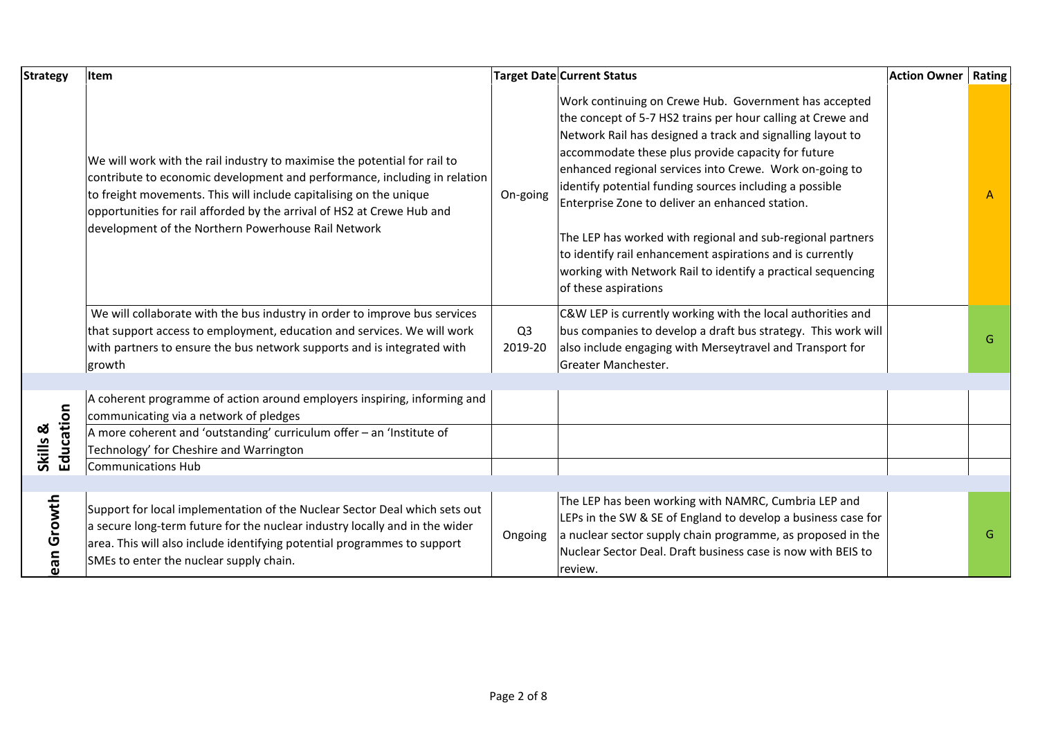| Strategy | Item | Target Date | Current Status | Action Owner | Rating |
|---|---|---|---|---|---|
| | We will work with the rail industry to maximise the potential for rail to contribute to economic development and performance, including in relation to freight movements. This will include capitalising on the unique opportunities for rail afforded by the arrival of HS2 at Crewe Hub and development of the Northern Powerhouse Rail Network | On-going | Work continuing on Crewe Hub. Government has accepted the concept of 5-7 HS2 trains per hour calling at Crewe and Network Rail has designed a track and signalling layout to accommodate these plus provide capacity for future enhanced regional services into Crewe. Work on-going to identify potential funding sources including a possible Enterprise Zone to deliver an enhanced station.<br><br>The LEP has worked with regional and sub-regional partners to identify rail enhancement aspirations and is currently working with Network Rail to identify a practical sequencing of these aspirations | | A |
| | We will collaborate with the bus industry in order to improve bus services that support access to employment, education and services. We will work with partners to ensure the bus network supports and is integrated with growth | Q3 2019-20 | C&W LEP is currently working with the local authorities and bus companies to develop a draft bus strategy. This work will also include engaging with Merseytravel and Transport for Greater Manchester. | | G |
| | | | | | |
| Skills & Education | A coherent programme of action around employers inspiring, informing and communicating via a network of pledges | | | | |
| | A more coherent and 'outstanding' curriculum offer – an 'Institute of Technology' for Cheshire and Warrington | | | | |
| | Communications Hub | | | | |
| | | | | | |
| ean Growth | Support for local implementation of the Nuclear Sector Deal which sets out a secure long-term future for the nuclear industry locally and in the wider area. This will also include identifying potential programmes to support SMEs to enter the nuclear supply chain. | Ongoing | The LEP has been working with NAMRC, Cumbria LEP and LEPs in the SW & SE of England to develop a business case for a nuclear sector supply chain programme, as proposed in the Nuclear Sector Deal. Draft business case is now with BEIS to review. | | G |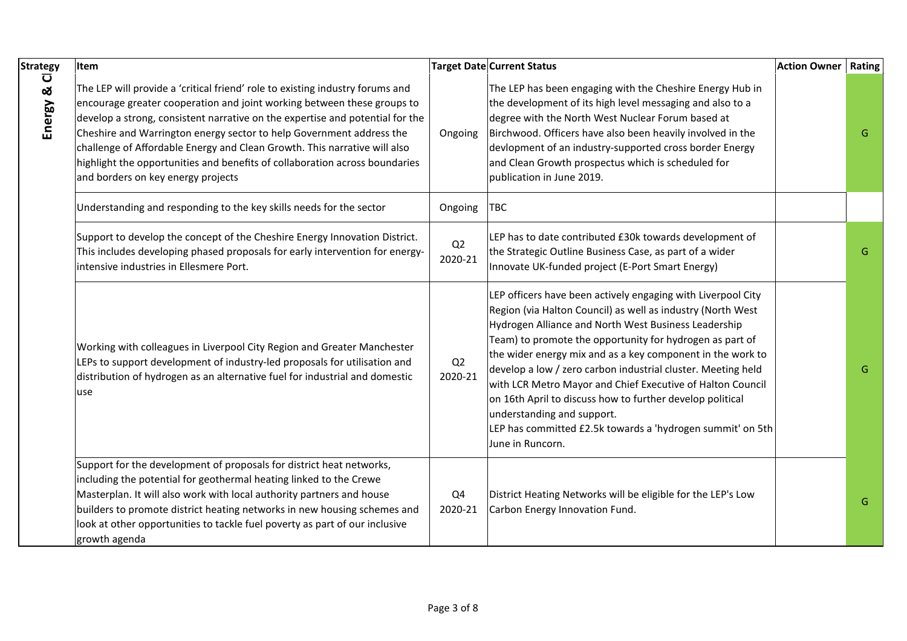| Strategy | Item | Target Date | Current Status | Action Owner | Rating |
|---|---|---|---|---|---|
| Energy & Cl | The LEP will provide a 'critical friend' role to existing industry forums and encourage greater cooperation and joint working between these groups to develop a strong, consistent narrative on the expertise and potential for the Cheshire and Warrington energy sector to help Government address the challenge of Affordable Energy and Clean Growth. This narrative will also highlight the opportunities and benefits of collaboration across boundaries and borders on key energy projects | Ongoing | The LEP has been engaging with the Cheshire Energy Hub in the development of its high level messaging and also to a degree with the North West Nuclear Forum based at Birchwood. Officers have also been heavily involved in the devlopment of an industry-supported cross border Energy and Clean Growth prospectus which is scheduled for publication in June 2019. | | G |
| | Understanding and responding to the key skills needs for the sector | Ongoing | TBC | | |
| | Support to develop the concept of the Cheshire Energy Innovation District. This includes developing phased proposals for early intervention for energy-intensive industries in Ellesmere Port. | Q2 2020-21 | LEP has to date contributed £30k towards development of the Strategic Outline Business Case, as part of a wider Innovate UK-funded project (E-Port Smart Energy) | | G |
| | Working with colleagues in Liverpool City Region and Greater Manchester LEPs to support development of industry-led proposals for utilisation and distribution of hydrogen as an alternative fuel for industrial and domestic use | Q2 2020-21 | LEP officers have been actively engaging with Liverpool City Region (via Halton Council) as well as industry (North West Hydrogen Alliance and North West Business Leadership Team) to promote the opportunity for hydrogen as part of the wider energy mix and as a key component in the work to develop a low / zero carbon industrial cluster. Meeting held with LCR Metro Mayor and Chief Executive of Halton Council on 16th April to discuss how to further develop political understanding and support.<br>LEP has committed £2.5k towards a 'hydrogen summit' on 5th June in Runcorn. | | G |
| | Support for the development of proposals for district heat networks, including the potential for geothermal heating linked to the Crewe Masterplan. It will also work with local authority partners and house builders to promote district heating networks in new housing schemes and look at other opportunities to tackle fuel poverty as part of our inclusive growth agenda | Q4 2020-21 | District Heating Networks will be eligible for the LEP's Low Carbon Energy Innovation Fund. | | G |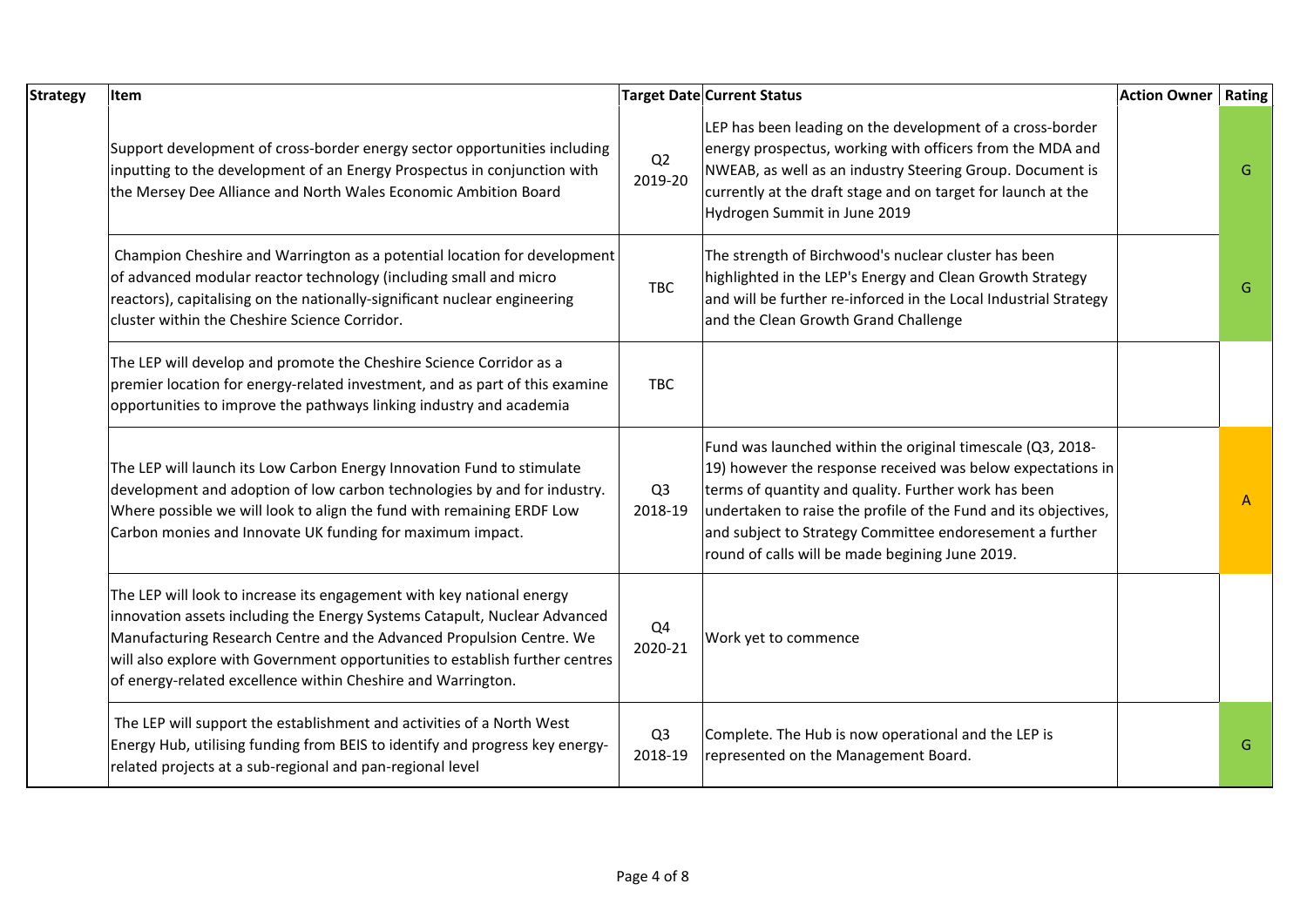| Strategy | Item | Target Date | Current Status | Action Owner | Rating |
|---|---|---|---|---|---|
| | Support development of cross-border energy sector opportunities including inputting to the development of an Energy Prospectus in conjunction with the Mersey Dee Alliance and North Wales Economic Ambition Board | Q2 2019-20 | LEP has been leading on the development of a cross-border energy prospectus, working with officers from the MDA and NWEAB, as well as an industry Steering Group. Document is currently at the draft stage and on target for launch at the Hydrogen Summit in June 2019 | | G |
| | Champion Cheshire and Warrington as a potential location for development of advanced modular reactor technology (including small and micro reactors), capitalising on the nationally-significant nuclear engineering cluster within the Cheshire Science Corridor. | TBC | The strength of Birchwood's nuclear cluster has been highlighted in the LEP's Energy and Clean Growth Strategy and will be further re-inforced in the Local Industrial Strategy and the Clean Growth Grand Challenge | | G |
| | The LEP will develop and promote the Cheshire Science Corridor as a premier location for energy-related investment, and as part of this examine opportunities to improve the pathways linking industry and academia | TBC | | | |
| | The LEP will launch its Low Carbon Energy Innovation Fund to stimulate development and adoption of low carbon technologies by and for industry. Where possible we will look to align the fund with remaining ERDF Low Carbon monies and Innovate UK funding for maximum impact. | Q3 2018-19 | Fund was launched within the original timescale (Q3, 2018-19) however the response received was below expectations in terms of quantity and quality. Further work has been undertaken to raise the profile of the Fund and its objectives, and subject to Strategy Committee endoresement a further round of calls will be made begining June 2019. | | A |
| | The LEP will look to increase its engagement with key national energy innovation assets including the Energy Systems Catapult, Nuclear Advanced Manufacturing Research Centre and the Advanced Propulsion Centre. We will also explore with Government opportunities to establish further centres of energy-related excellence within Cheshire and Warrington. | Q4 2020-21 | Work yet to commence | | |
| | The LEP will support the establishment and activities of a North West Energy Hub, utilising funding from BEIS to identify and progress key energy-related projects at a sub-regional and pan-regional level | Q3 2018-19 | Complete. The Hub is now operational and the LEP is represented on the Management Board. | | G |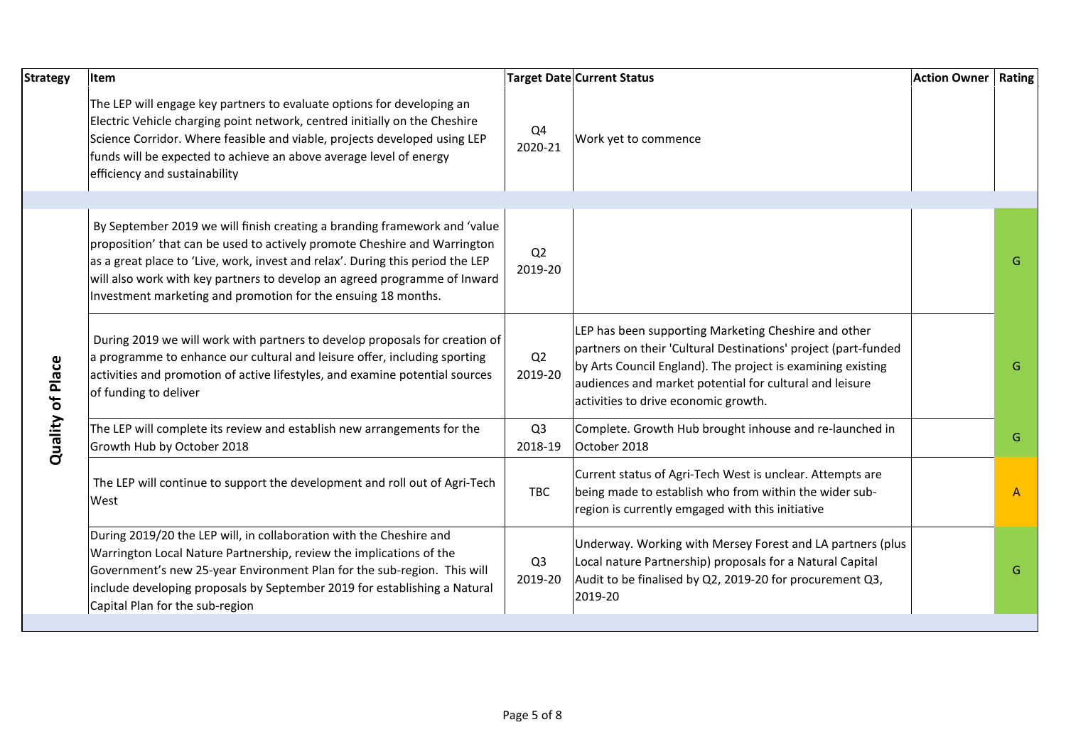| Strategy | Item | Target Date | Current Status | Action Owner | Rating |
|---|---|---|---|---|---|
| | The LEP will engage key partners to evaluate options for developing an Electric Vehicle charging point network, centred initially on the Cheshire Science Corridor. Where feasible and viable, projects developed using LEP funds will be expected to achieve an above average level of energy efficiency and sustainability | Q4 2020-21 | Work yet to commence | | |
| | | | | | |
| Quality of Place | By September 2019 we will finish creating a branding framework and 'value proposition' that can be used to actively promote Cheshire and Warrington as a great place to 'Live, work, invest and relax'. During this period the LEP will also work with key partners to develop an agreed programme of Inward Investment marketing and promotion for the ensuing 18 months. | Q2 2019-20 | | | G |
| | During 2019 we will work with partners to develop proposals for creation of a programme to enhance our cultural and leisure offer, including sporting activities and promotion of active lifestyles, and examine potential sources of funding to deliver | Q2 2019-20 | LEP has been supporting Marketing Cheshire and other partners on their 'Cultural Destinations' project (part-funded by Arts Council England). The project is examining existing audiences and market potential for cultural and leisure activities to drive economic growth. | | G |
| | The LEP will complete its review and establish new arrangements for the Growth Hub by October 2018 | Q3 2018-19 | Complete. Growth Hub brought inhouse and re-launched in October 2018 | | G |
| | The LEP will continue to support the development and roll out of Agri-Tech West | TBC | Current status of Agri-Tech West is unclear. Attempts are being made to establish who from within the wider sub-region is currently emgaged with this initiative | | A |
| | During 2019/20 the LEP will, in collaboration with the Cheshire and Warrington Local Nature Partnership, review the implications of the Government's new 25-year Environment Plan for the sub-region. This will include developing proposals by September 2019 for establishing a Natural Capital Plan for the sub-region | Q3 2019-20 | Underway. Working with Mersey Forest and LA partners (plus Local nature Partnership) proposals for a Natural Capital Audit to be finalised by Q2, 2019-20 for procurement Q3, 2019-20 | | G |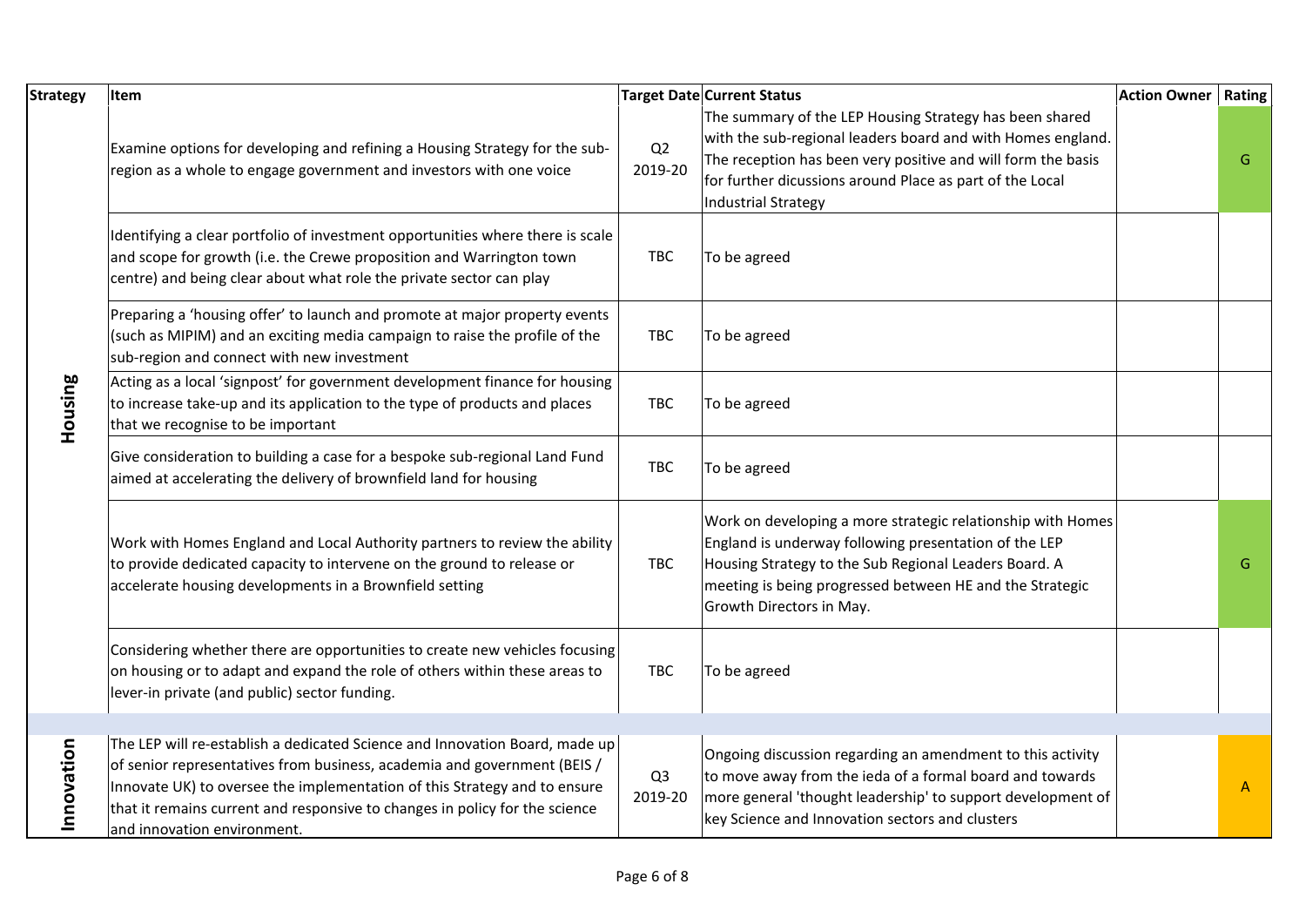| Strategy | Item | Target Date | Current Status | Action Owner | Rating |
|---|---|---|---|---|---|
| Housing | Examine options for developing and refining a Housing Strategy for the sub-region as a whole to engage government and investors with one voice | Q2 2019-20 | The summary of the LEP Housing Strategy has been shared with the sub-regional leaders board and with Homes england. The reception has been very positive and will form the basis for further dicussions around Place as part of the Local Industrial Strategy | | G |
| | Identifying a clear portfolio of investment opportunities where there is scale and scope for growth (i.e. the Crewe proposition and Warrington town centre) and being clear about what role the private sector can play | TBC | To be agreed | | |
| | Preparing a 'housing offer' to launch and promote at major property events (such as MIPIM) and an exciting media campaign to raise the profile of the sub-region and connect with new investment | TBC | To be agreed | | |
| | Acting as a local 'signpost' for government development finance for housing to increase take-up and its application to the type of products and places that we recognise to be important | TBC | To be agreed | | |
| | Give consideration to building a case for a bespoke sub-regional Land Fund aimed at accelerating the delivery of brownfield land for housing | TBC | To be agreed | | |
| | Work with Homes England and Local Authority partners to review the ability to provide dedicated capacity to intervene on the ground to release or accelerate housing developments in a Brownfield setting | TBC | Work on developing a more strategic relationship with Homes England is underway following presentation of the LEP Housing Strategy to the Sub Regional Leaders Board. A meeting is being progressed between HE and the Strategic Growth Directors in May. | | G |
| | Considering whether there are opportunities to create new vehicles focusing on housing or to adapt and expand the role of others within these areas to lever-in private (and public) sector funding. | TBC | To be agreed | | |
| | | | | | |
| Innovation | The LEP will re-establish a dedicated Science and Innovation Board, made up of senior representatives from business, academia and government (BEIS / Innovate UK) to oversee the implementation of this Strategy and to ensure that it remains current and responsive to changes in policy for the science and innovation environment. | Q3 2019-20 | Ongoing discussion regarding an amendment to this activity to move away from the ieda of a formal board and towards more general 'thought leadership' to support development of key Science and Innovation sectors and clusters | | A |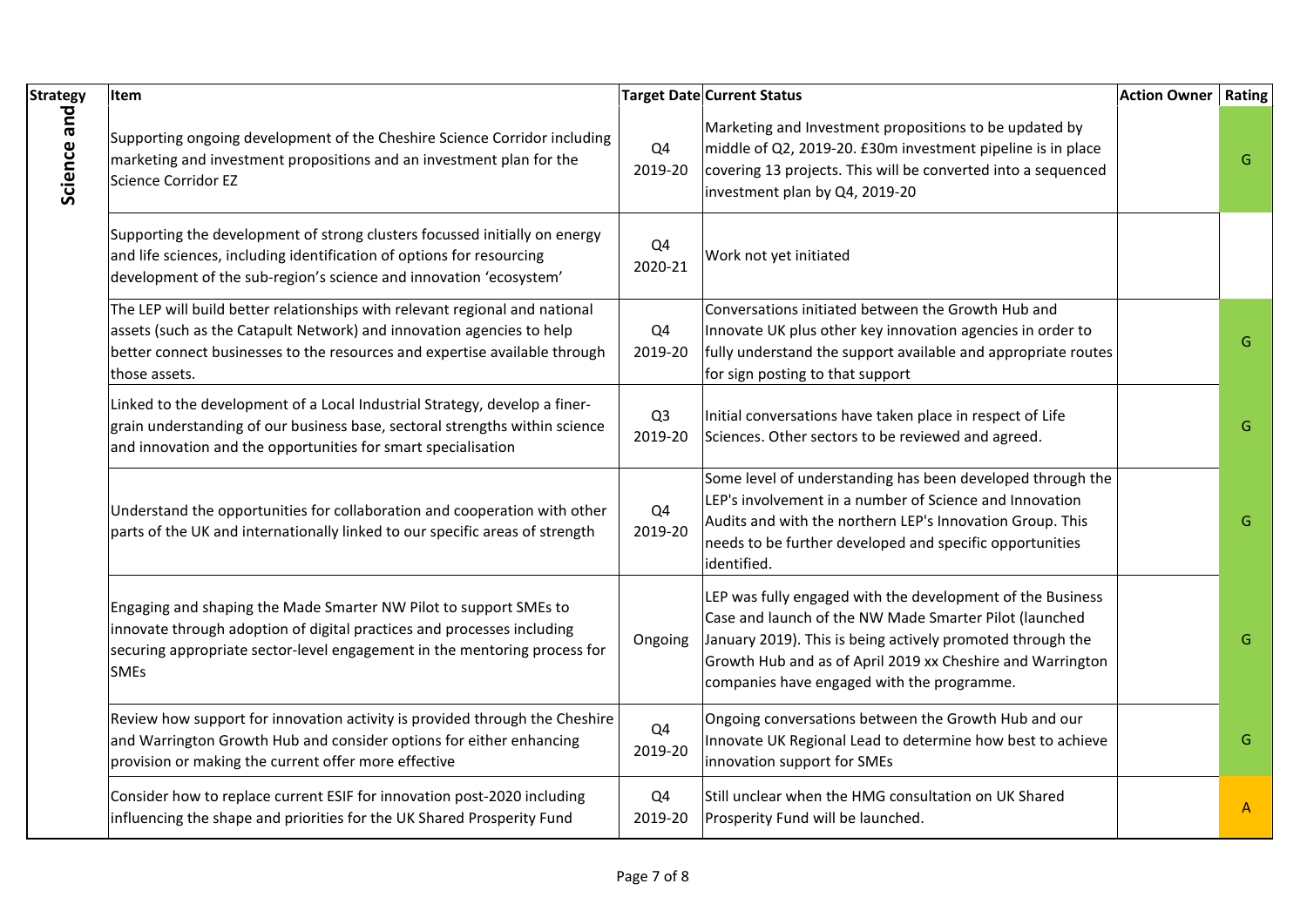| Strategy | Item | Target Date | Current Status | Action Owner | Rating |
|---|---|---|---|---|---|
| Science and | Supporting ongoing development of the Cheshire Science Corridor including marketing and investment propositions and an investment plan for the Science Corridor EZ | Q4 2019-20 | Marketing and Investment propositions to be updated by middle of Q2, 2019-20. £30m investment pipeline is in place covering 13 projects. This will be converted into a sequenced investment plan by Q4, 2019-20 | | G |
| | Supporting the development of strong clusters focussed initially on energy and life sciences, including identification of options for resourcing development of the sub-region's science and innovation 'ecosystem' | Q4 2020-21 | Work not yet initiated | | |
| | The LEP will build better relationships with relevant regional and national assets (such as the Catapult Network) and innovation agencies to help better connect businesses to the resources and expertise available through those assets. | Q4 2019-20 | Conversations initiated between the Growth Hub and Innovate UK plus other key innovation agencies in order to fully understand the support available and appropriate routes for sign posting to that support | | G |
| | Linked to the development of a Local Industrial Strategy, develop a finer-grain understanding of our business base, sectoral strengths within science and innovation and the opportunities for smart specialisation | Q3 2019-20 | Initial conversations have taken place in respect of Life Sciences. Other sectors to be reviewed and agreed. | | G |
| | Understand the opportunities for collaboration and cooperation with other parts of the UK and internationally linked to our specific areas of strength | Q4 2019-20 | Some level of understanding has been developed through the LEP's involvement in a number of Science and Innovation Audits and with the northern LEP's Innovation Group. This needs to be further developed and specific opportunities identified. | | G |
| | Engaging and shaping the Made Smarter NW Pilot to support SMEs to innovate through adoption of digital practices and processes including securing appropriate sector-level engagement in the mentoring process for SMEs | Ongoing | LEP was fully engaged with the development of the Business Case and launch of the NW Made Smarter Pilot (launched January 2019). This is being actively promoted through the Growth Hub and as of April 2019 xx Cheshire and Warrington companies have engaged with the programme. | | G |
| | Review how support for innovation activity is provided through the Cheshire and Warrington Growth Hub and consider options for either enhancing provision or making the current offer more effective | Q4 2019-20 | Ongoing conversations between the Growth Hub and our Innovate UK Regional Lead to determine how best to achieve innovation support for SMEs | | G |
| | Consider how to replace current ESIF for innovation post-2020 including influencing the shape and priorities for the UK Shared Prosperity Fund | Q4 2019-20 | Still unclear when the HMG consultation on UK Shared Prosperity Fund will be launched. | | A |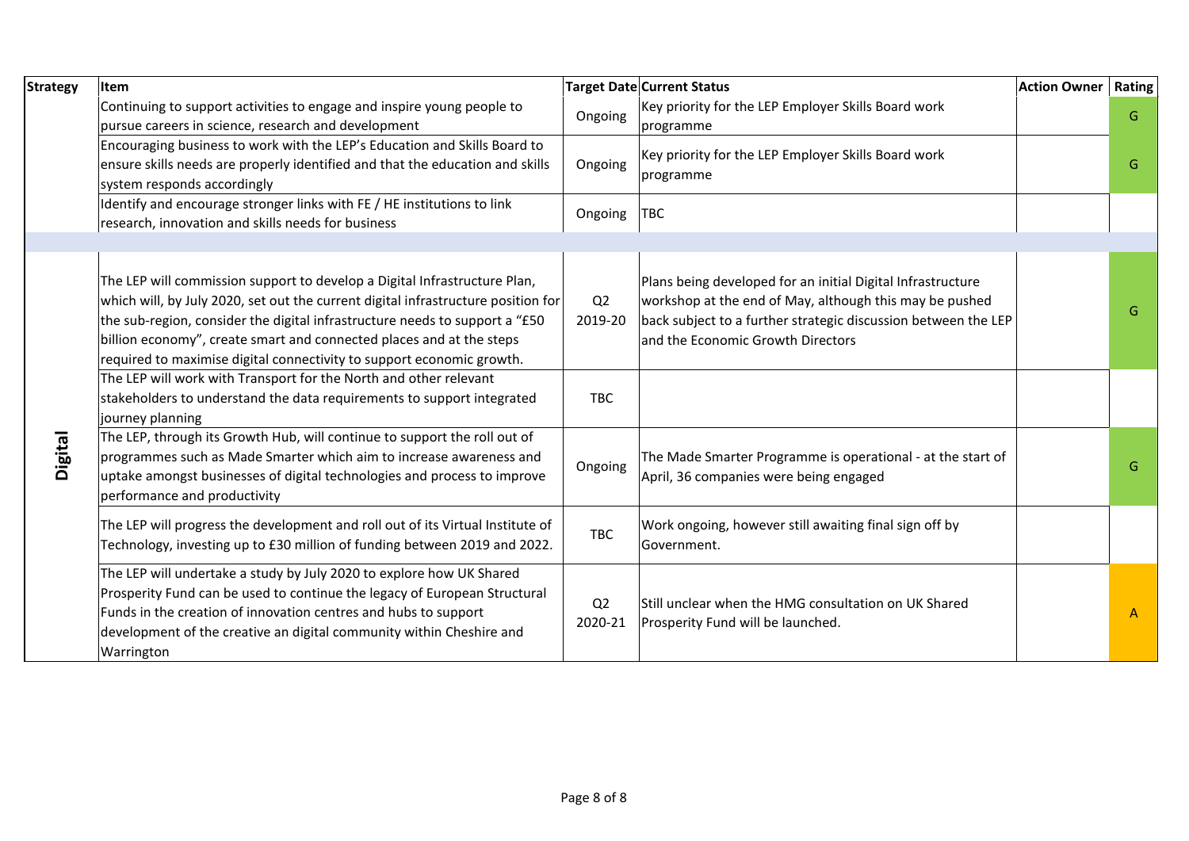| Strategy | Item | Target Date | Current Status | Action Owner | Rating |
|---|---|---|---|---|---|
| | Continuing to support activities to engage and inspire young people to pursue careers in science, research and development | Ongoing | Key priority for the LEP Employer Skills Board work programme | | G |
| | Encouraging business to work with the LEP's Education and Skills Board to ensure skills needs are properly identified and that the education and skills system responds accordingly | Ongoing | Key priority for the LEP Employer Skills Board work programme | | G |
| | Identify and encourage stronger links with FE / HE institutions to link research, innovation and skills needs for business | Ongoing | TBC | | |
| | | | | | |
| Digital | The LEP will commission support to develop a Digital Infrastructure Plan, which will, by July 2020, set out the current digital infrastructure position for the sub-region, consider the digital infrastructure needs to support a "£50 billion economy", create smart and connected places and at the steps required to maximise digital connectivity to support economic growth. | Q2 2019-20 | Plans being developed for an initial Digital Infrastructure workshop at the end of May, although this may be pushed back subject to a further strategic discussion between the LEP and the Economic Growth Directors | | G |
| Digital | The LEP will work with Transport for the North and other relevant stakeholders to understand the data requirements to support integrated journey planning | TBC | | | |
| Digital | The LEP, through its Growth Hub, will continue to support the roll out of programmes such as Made Smarter which aim to increase awareness and uptake amongst businesses of digital technologies and process to improve performance and productivity | Ongoing | The Made Smarter Programme is operational - at the start of April, 36 companies were being engaged | | G |
| Digital | The LEP will progress the development and roll out of its Virtual Institute of Technology, investing up to £30 million of funding between 2019 and 2022. | TBC | Work ongoing, however still awaiting final sign off by Government. | | |
| Digital | The LEP will undertake a study by July 2020 to explore how UK Shared Prosperity Fund can be used to continue the legacy of European Structural Funds in the creation of innovation centres and hubs to support development of the creative an digital community within Cheshire and Warrington | Q2 2020-21 | Still unclear when the HMG consultation on UK Shared Prosperity Fund will be launched. | | A |